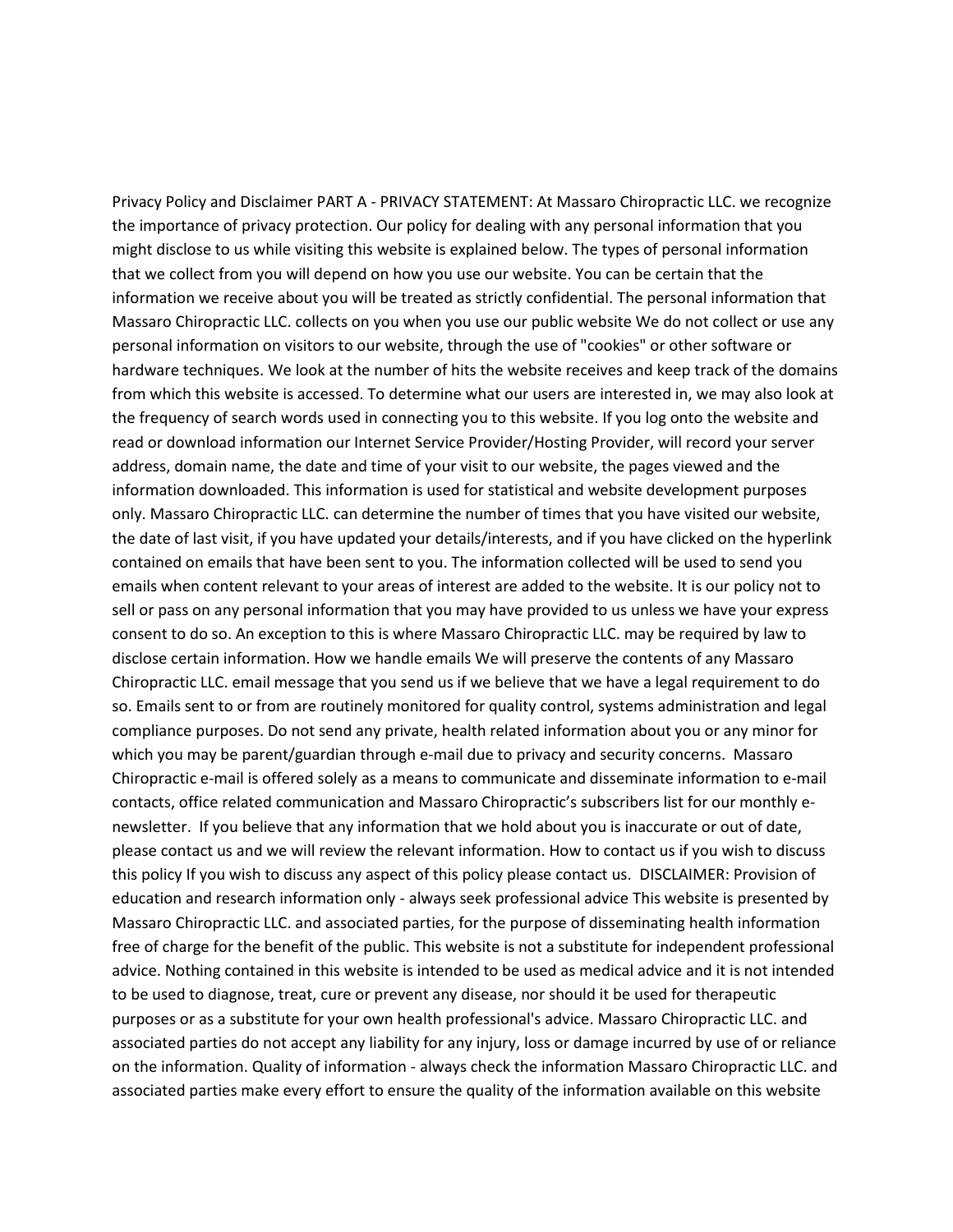Privacy Policy and Disclaimer PART A - PRIVACY STATEMENT: At Massaro Chiropractic LLC. we recognize the importance of privacy protection. Our policy for dealing with any personal information that you might disclose to us while visiting this website is explained below. The types of personal information that we collect from you will depend on how you use our website. You can be certain that the information we receive about you will be treated as strictly confidential. The personal information that Massaro Chiropractic LLC. collects on you when you use our public website We do not collect or use any personal information on visitors to our website, through the use of "cookies" or other software or hardware techniques. We look at the number of hits the website receives and keep track of the domains from which this website is accessed. To determine what our users are interested in, we may also look at the frequency of search words used in connecting you to this website. If you log onto the website and read or download information our Internet Service Provider/Hosting Provider, will record your server address, domain name, the date and time of your visit to our website, the pages viewed and the information downloaded. This information is used for statistical and website development purposes only. Massaro Chiropractic LLC. can determine the number of times that you have visited our website, the date of last visit, if you have updated your details/interests, and if you have clicked on the hyperlink contained on emails that have been sent to you. The information collected will be used to send you emails when content relevant to your areas of interest are added to the website. It is our policy not to sell or pass on any personal information that you may have provided to us unless we have your express consent to do so. An exception to this is where Massaro Chiropractic LLC. may be required by law to disclose certain information. How we handle emails We will preserve the contents of any Massaro Chiropractic LLC. email message that you send us if we believe that we have a legal requirement to do so. Emails sent to or from are routinely monitored for quality control, systems administration and legal compliance purposes. Do not send any private, health related information about you or any minor for which you may be parent/guardian through e-mail due to privacy and security concerns. Massaro Chiropractic e-mail is offered solely as a means to communicate and disseminate information to e-mail contacts, office related communication and Massaro Chiropractic's subscribers list for our monthly e-newsletter. If you believe that any information that we hold about you is inaccurate or out of date, please contact us and we will review the relevant information. How to contact us if you wish to discuss this policy If you wish to discuss any aspect of this policy please contact us. DISCLAIMER: Provision of education and research information only - always seek professional advice This website is presented by Massaro Chiropractic LLC. and associated parties, for the purpose of disseminating health information free of charge for the benefit of the public. This website is not a substitute for independent professional advice. Nothing contained in this website is intended to be used as medical advice and it is not intended to be used to diagnose, treat, cure or prevent any disease, nor should it be used for therapeutic purposes or as a substitute for your own health professional's advice. Massaro Chiropractic LLC. and associated parties do not accept any liability for any injury, loss or damage incurred by use of or reliance on the information. Quality of information - always check the information Massaro Chiropractic LLC. and associated parties make every effort to ensure the quality of the information available on this website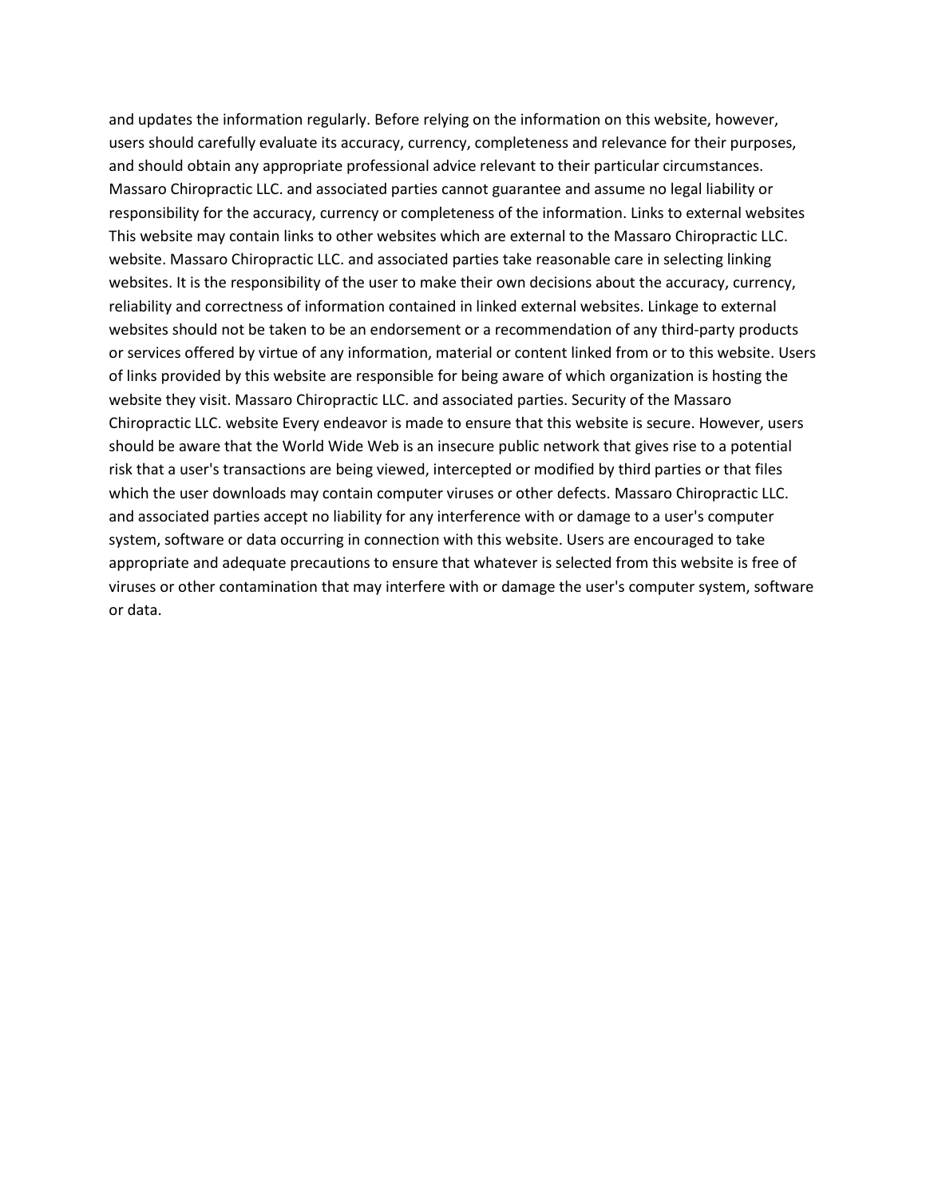and updates the information regularly. Before relying on the information on this website, however, users should carefully evaluate its accuracy, currency, completeness and relevance for their purposes, and should obtain any appropriate professional advice relevant to their particular circumstances. Massaro Chiropractic LLC. and associated parties cannot guarantee and assume no legal liability or responsibility for the accuracy, currency or completeness of the information. Links to external websites This website may contain links to other websites which are external to the Massaro Chiropractic LLC. website. Massaro Chiropractic LLC. and associated parties take reasonable care in selecting linking websites. It is the responsibility of the user to make their own decisions about the accuracy, currency, reliability and correctness of information contained in linked external websites. Linkage to external websites should not be taken to be an endorsement or a recommendation of any third-party products or services offered by virtue of any information, material or content linked from or to this website. Users of links provided by this website are responsible for being aware of which organization is hosting the website they visit. Massaro Chiropractic LLC. and associated parties. Security of the Massaro Chiropractic LLC. website Every endeavor is made to ensure that this website is secure. However, users should be aware that the World Wide Web is an insecure public network that gives rise to a potential risk that a user's transactions are being viewed, intercepted or modified by third parties or that files which the user downloads may contain computer viruses or other defects. Massaro Chiropractic LLC. and associated parties accept no liability for any interference with or damage to a user's computer system, software or data occurring in connection with this website. Users are encouraged to take appropriate and adequate precautions to ensure that whatever is selected from this website is free of viruses or other contamination that may interfere with or damage the user's computer system, software or data.